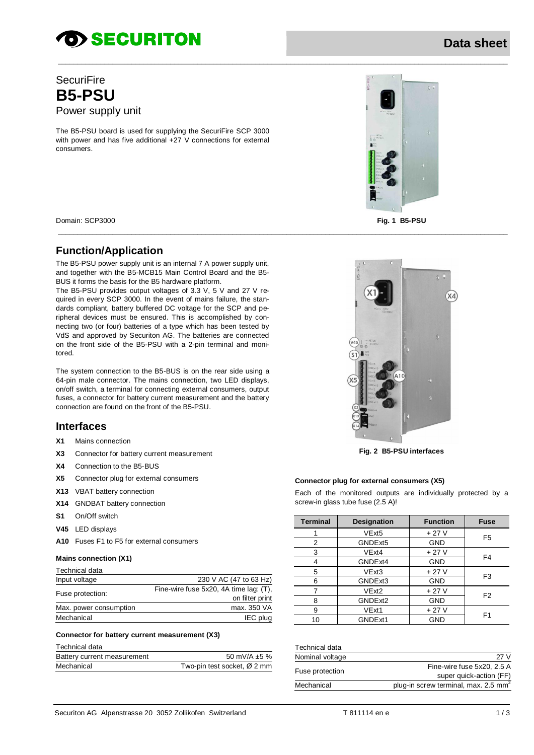SecuriFire

# B5-PSU

Power supply unit

The B5-PSU board is used for supplying the SecuriFire SCP 3000 with power and has five additional +27 V connections for external consumers.

Domain: SCP3000

**Fig. 1 B5-PSU**

## Function/Application

The B5-PSU power supply unit is an internal 7 A power supply unit, and together with the B5-MCB15 Main Control Board and the B5-BUS it forms the basis for the B5 hardware platform.

The B5-PSU provides output voltages of 3.3 V, 5 V and 27 V required in every SCP 3000. In the event of mains failure, the standards compliant, battery buffered DC voltage for the SCP and peripheral devices must be ensured. This is accomplished by connecting two (or four) batteries of a type which has been tested by VdS and approved by Securiton AG. The batteries are connected on the front side of the B5-PSU with a 2-pin terminal and monitored.

The system connection to the B5-BUS is on the rear side using a 64-pin male connector. The mains connection, two LED displays, on/off switch, a terminal for connecting external consumers, output fuses, a connector for battery current measurement and the battery connection are found on the front of the B5-PSU.

## Interfaces

- **X1** Mains connection
- **X3** Connector for battery current measurement
- **X4** Connection to the B5-BUS
- **X5** Connector plug for external consumers
- **X13** VBAT battery connection
- **X14** GNDBAT battery connection
- **S1** On/Off switch
- **V45** LED displays
- **A10** Fuses F1 to F5 for external consumers

**Fig. 2 B5-PSU interfaces**

### Mains connection (X1)

| Technical data | |
|---|---|
| Input voltage | 230 V AC (47 to 63 Hz) |
| Fuse protection: | Fine-wire fuse 5x20, 4A time lag: (T), on filter print |
| Max. power consumption | max. 350 VA |
| Mechanical | IEC plug |

### Connector for battery current measurement (X3)

| Technical data | |
|---|---|
| Battery current measurement | 50 mV/A ±5 % |
| Mechanical | Two-pin test socket, Ø 2 mm |

### Connector plug for external consumers (X5)

Each of the monitored outputs are individually protected by a screw-in glass tube fuse (2.5 A)!

| Terminal | Designation | Function | Fuse |
|---|---|---|---|
| 1 | VExt5 | + 27 V | F5 |
| 2 | GNDExt5 | GND | |
| 3 | VExt4 | + 27 V | F4 |
| 4 | GNDExt4 | GND | |
| 5 | VExt3 | + 27 V | F3 |
| 6 | GNDExt3 | GND | |
| 7 | VExt2 | + 27 V | F2 |
| 8 | GNDExt2 | GND | |
| 9 | VExt1 | + 27 V | F1 |
| 10 | GNDExt1 | GND | |

| Technical data | |
|---|---|
| Nominal voltage | 27 V |
| Fuse protection | Fine-wire fuse 5x20, 2.5 A super quick-action (FF) |
| Mechanical | plug-in screw terminal, max. 2.5 mm$^2$ |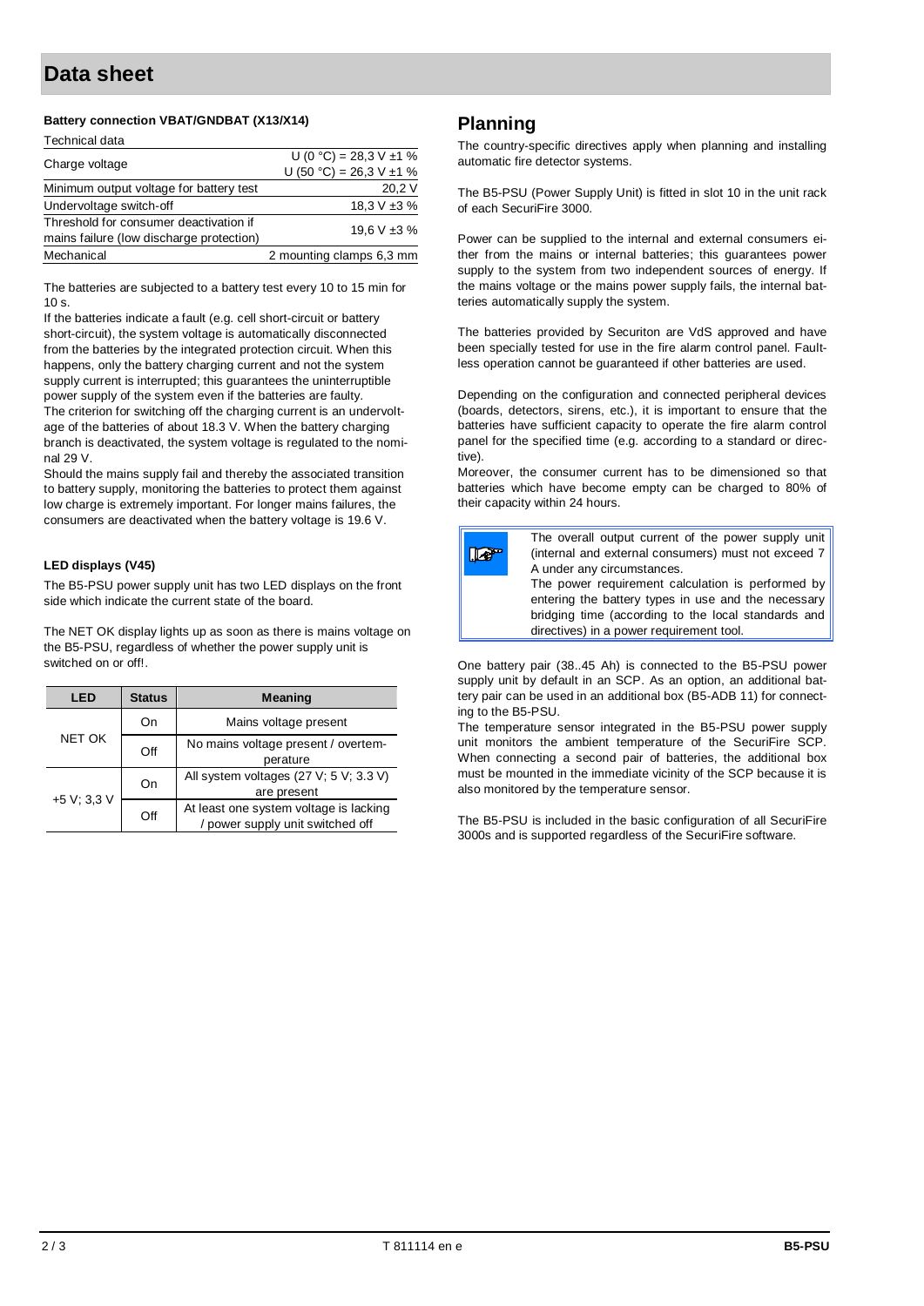# Data sheet

### Battery connection VBAT/GNDBAT (X13/X14)

| Technical data | |
|---|---|
| Charge voltage | U (0 °C) = 28,3 V ±1 %<br>U (50 °C) = 26,3 V ±1 % |
| Minimum output voltage for battery test | 20,2 V |
| Undervoltage switch-off | 18,3 V ±3 % |
| Threshold for consumer deactivation if mains failure (low discharge protection) | 19,6 V ±3 % |
| Mechanical | 2 mounting clamps 6,3 mm |

The batteries are subjected to a battery test every 10 to 15 min for 10 s.
If the batteries indicate a fault (e.g. cell short-circuit or battery short-circuit), the system voltage is automatically disconnected from the batteries by the integrated protection circuit. When this happens, only the battery charging current and not the system supply current is interrupted; this guarantees the uninterruptible power supply of the system even if the batteries are faulty.
The criterion for switching off the charging current is an undervoltage of the batteries of about 18.3 V. When the battery charging branch is deactivated, the system voltage is regulated to the nominal 29 V.
Should the mains supply fail and thereby the associated transition to battery supply, monitoring the batteries to protect them against low charge is extremely important. For longer mains failures, the consumers are deactivated when the battery voltage is 19.6 V.

### LED displays (V45)

The B5-PSU power supply unit has two LED displays on the front side which indicate the current state of the board.

The NET OK display lights up as soon as there is mains voltage on the B5-PSU, regardless of whether the power supply unit is switched on or off!.

| LED | Status | Meaning |
|---|---|---|
| NET OK | On | Mains voltage present |
| | Off | No mains voltage present / overtemperature |
| +5 V; 3,3 V | On | All system voltages (27 V; 5 V; 3.3 V) are present |
| | Off | At least one system voltage is lacking / power supply unit switched off |

## Planning

The country-specific directives apply when planning and installing automatic fire detector systems.

The B5-PSU (Power Supply Unit) is fitted in slot 10 in the unit rack of each SecuriFire 3000.

Power can be supplied to the internal and external consumers either from the mains or internal batteries; this guarantees power supply to the system from two independent sources of energy. If the mains voltage or the mains power supply fails, the internal batteries automatically supply the system.

The batteries provided by Securiton are VdS approved and have been specially tested for use in the fire alarm control panel. Faultless operation cannot be guaranteed if other batteries are used.

Depending on the configuration and connected peripheral devices (boards, detectors, sirens, etc.), it is important to ensure that the batteries have sufficient capacity to operate the fire alarm control panel for the specified time (e.g. according to a standard or directive).
Moreover, the consumer current has to be dimensioned so that batteries which have become empty can be charged to 80% of their capacity within 24 hours.

> The overall output current of the power supply unit (internal and external consumers) must not exceed 7 A under any circumstances.
> The power requirement calculation is performed by entering the battery types in use and the necessary bridging time (according to the local standards and directives) in a power requirement tool.

One battery pair (38..45 Ah) is connected to the B5-PSU power supply unit by default in an SCP. As an option, an additional battery pair can be used in an additional box (B5-ADB 11) for connecting to the B5-PSU.
The temperature sensor integrated in the B5-PSU power supply unit monitors the ambient temperature of the SecuriFire SCP. When connecting a second pair of batteries, the additional box must be mounted in the immediate vicinity of the SCP because it is also monitored by the temperature sensor.

The B5-PSU is included in the basic configuration of all SecuriFire 3000s and is supported regardless of the SecuriFire software.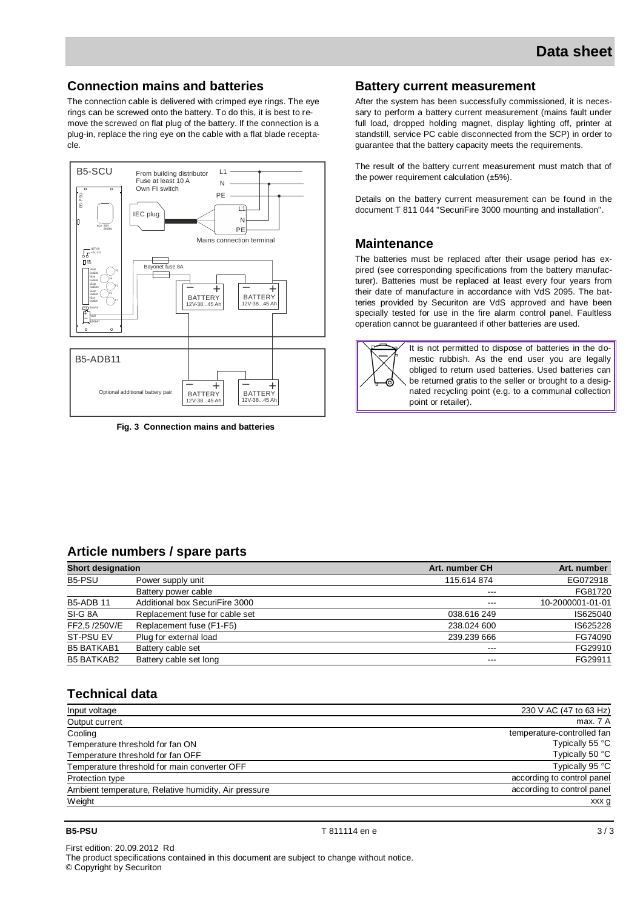## Connection mains and batteries

The connection cable is delivered with crimped eye rings. The eye rings can be screwed onto the battery. To do this, it is best to remove the screwed on flat plug of the battery. If the connection is a plug-in, replace the ring eye on the cable with a flat blade receptacle.

B5-SCU

From building distributor
Fuse at least 10 A
Own FI switch

L1
N
PE

IEC plug

Mains connection terminal

Bayonet fuse 8A

BATTERY 12V-38...45 Ah

BATTERY 12V-38...45 Ah

B5-ADB11

Optional additional battery pair

BATTERY 12V-38...45 Ah

BATTERY 12V-38...45 Ah

**Fig. 3 Connection mains and batteries**

## Battery current measurement

After the system has been successfully commissioned, it is necessary to perform a battery current measurement (mains fault under full load, dropped holding magnet, display lighting off, printer at standstill, service PC cable disconnected from the SCP) in order to guarantee that the battery capacity meets the requirements.

The result of the battery current measurement must match that of the power requirement calculation (±5%).

Details on the battery current measurement can be found in the document T 811 044 "SecuriFire 3000 mounting and installation".

## Maintenance

The batteries must be replaced after their usage period has expired (see corresponding specifications from the battery manufacturer). Batteries must be replaced at least every four years from their date of manufacture in accordance with VdS 2095. The batteries provided by Securiton are VdS approved and have been specially tested for use in the fire alarm control panel. Faultless operation cannot be guaranteed if other batteries are used.

It is not permitted to dispose of batteries in the domestic rubbish. As the end user you are legally obliged to return used batteries. Used batteries can be returned gratis to the seller or brought to a designated recycling point (e.g. to a communal collection point or retailer).

## Article numbers / spare parts

| Short designation | | Art. number CH | Art. number |
|---|---|---|---|
| B5-PSU | Power supply unit | 115.614 874 | EG072918 |
| | Battery power cable | --- | FG81720 |
| B5-ADB 11 | Additional box SecuriFire 3000 | --- | 10-2000001-01-01 |
| SI-G 8A | Replacement fuse for cable set | 038.616 249 | IS625040 |
| FF2,5 /250V/E | Replacement fuse (F1-F5) | 238.024 600 | IS625228 |
| ST-PSU EV | Plug for external load | 239.239 666 | FG74090 |
| B5 BATKAB1 | Battery cable set | --- | FG29910 |
| B5 BATKAB2 | Battery cable set long | --- | FG29911 |

## Technical data

| | |
|---|---|
| Input voltage | 230 V AC (47 to 63 Hz) |
| Output current | max. 7 A |
| Cooling | temperature-controlled fan |
| Temperature threshold for fan ON | Typically 55 °C |
| Temperature threshold for fan OFF | Typically 50 °C |
| Temperature threshold for main converter OFF | Typically 95 °C |
| Protection type | according to control panel |
| Ambient temperature, Relative humidity, Air pressure | according to control panel |
| Weight | xxx g |

First edition: 20.09.2012 Rd
The product specifications contained in this document are subject to change without notice.
© Copyright by Securiton